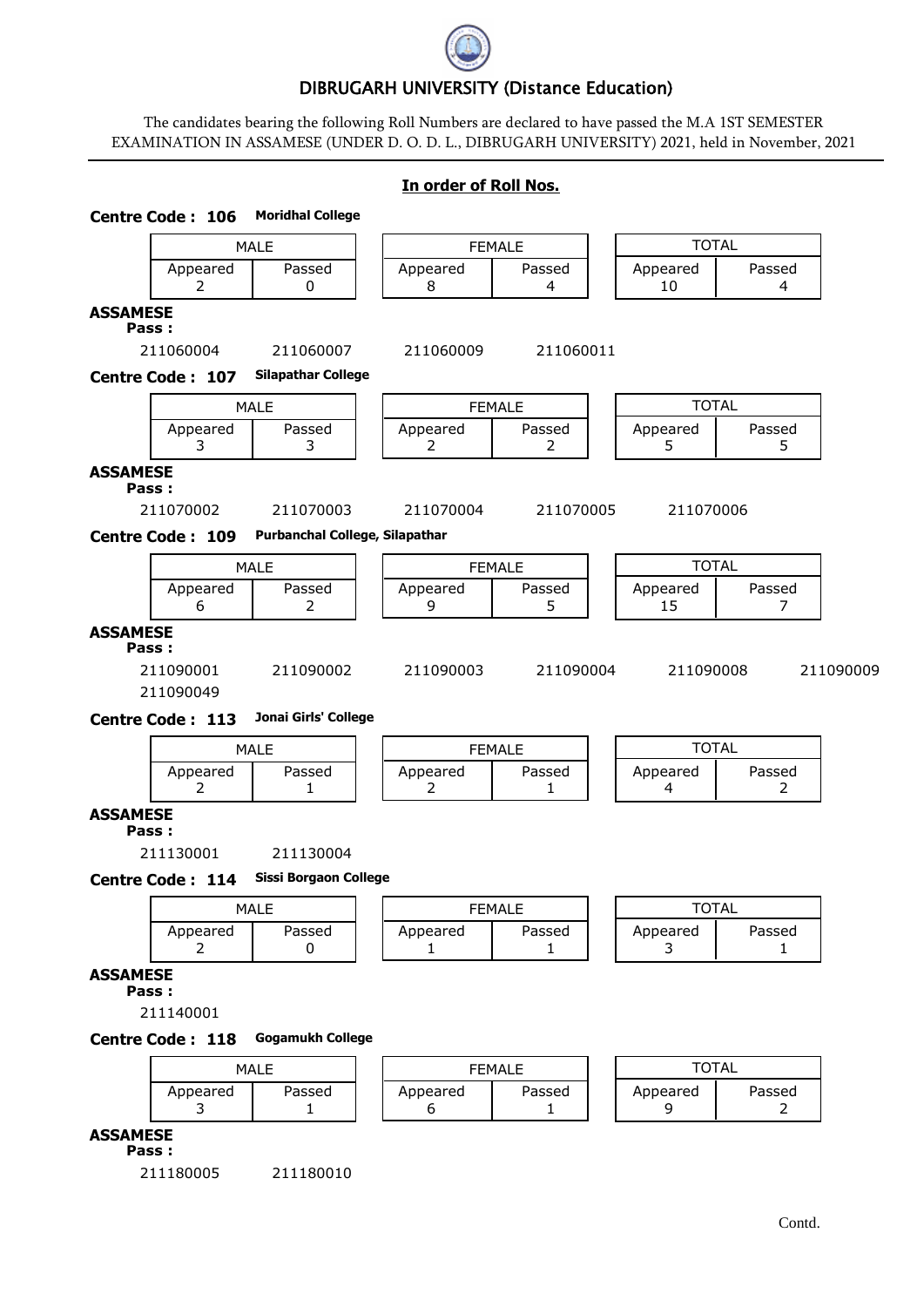# DIBRUGARH UNIVERSITY (Distance Education)

The candidates bearing the following Roll Numbers are declared to have passed the M.A 1ST SEMESTER EXAMINATION IN ASSAMESE (UNDER D. O. D. L., DIBRUGARH UNIVERSITY) 2021, held in November, 2021

## In order of Roll Nos.

### Centre Code : 106 Moridhal College

| MALE | | FEMALE | | TOTAL | |
|---|---|---|---|---|---|
| Appeared | Passed | Appeared | Passed | Appeared | Passed |
| 2 | 0 | 8 | 4 | 10 | 4 |

**ASSAMESE**

**Pass :**

211060004 211060007 211060009 211060011

### Centre Code : 107 Silapathar College

| MALE | | FEMALE | | TOTAL | |
|---|---|---|---|---|---|
| Appeared | Passed | Appeared | Passed | Appeared | Passed |
| 3 | 3 | 2 | 2 | 5 | 5 |

**ASSAMESE**

**Pass :**

211070002 211070003 211070004 211070005 211070006

### Centre Code : 109 Purbanchal College, Silapathar

| MALE | | FEMALE | | TOTAL | |
|---|---|---|---|---|---|
| Appeared | Passed | Appeared | Passed | Appeared | Passed |
| 6 | 2 | 9 | 5 | 15 | 7 |

**ASSAMESE**

**Pass :**

211090001 211090002 211090003 211090004 211090008 211090009
211090049

### Centre Code : 113 Jonai Girls' College

| MALE | | FEMALE | | TOTAL | |
|---|---|---|---|---|---|
| Appeared | Passed | Appeared | Passed | Appeared | Passed |
| 2 | 1 | 2 | 1 | 4 | 2 |

**ASSAMESE**

**Pass :**

211130001 211130004

### Centre Code : 114 Sissi Borgaon College

| MALE | | FEMALE | | TOTAL | |
|---|---|---|---|---|---|
| Appeared | Passed | Appeared | Passed | Appeared | Passed |
| 2 | 0 | 1 | 1 | 3 | 1 |

**ASSAMESE**

**Pass :**

211140001

### Centre Code : 118 Gogamukh College

| MALE | | FEMALE | | TOTAL | |
|---|---|---|---|---|---|
| Appeared | Passed | Appeared | Passed | Appeared | Passed |
| 3 | 1 | 6 | 1 | 9 | 2 |

**ASSAMESE**

**Pass :**

211180005 211180010

Contd.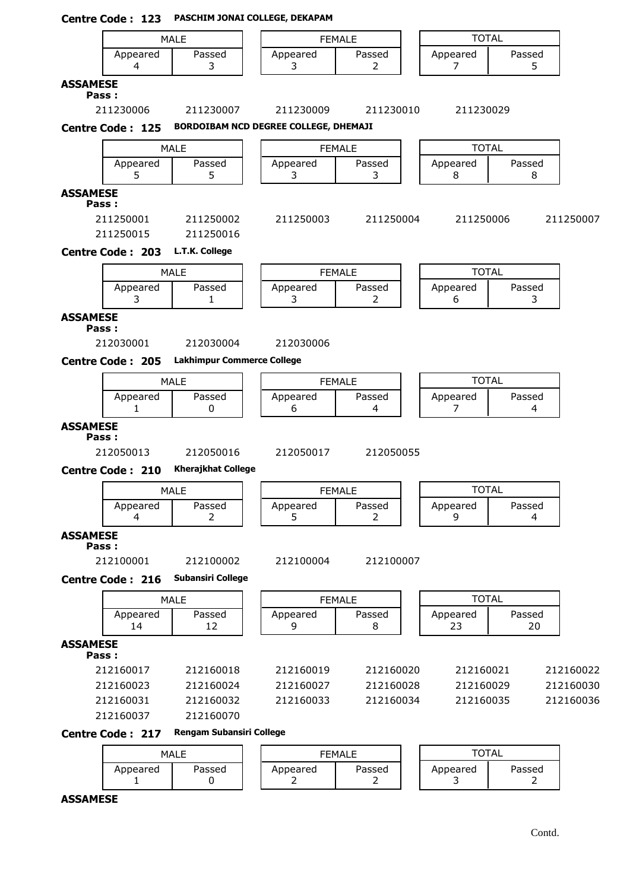**Centre Code : 123** **PASCHIM JONAI COLLEGE, DEKAPAM**

| MALE | | FEMALE | | TOTAL | |
|---|---|---|---|---|---|
| Appeared | Passed | Appeared | Passed | Appeared | Passed |
| 4 | 3 | 3 | 2 | 7 | 5 |

**ASSAMESE**

**Pass :**

211230006 211230007 211230009 211230010 211230029

**Centre Code : 125** **BORDOIBAM NCD DEGREE COLLEGE, DHEMAJI**

| MALE | | FEMALE | | TOTAL | |
|---|---|---|---|---|---|
| Appeared | Passed | Appeared | Passed | Appeared | Passed |
| 5 | 5 | 3 | 3 | 8 | 8 |

**ASSAMESE**

**Pass :**

211250001 211250002 211250003 211250004 211250006 211250007
211250015 211250016

**Centre Code : 203** **L.T.K. College**

| MALE | | FEMALE | | TOTAL | |
|---|---|---|---|---|---|
| Appeared | Passed | Appeared | Passed | Appeared | Passed |
| 3 | 1 | 3 | 2 | 6 | 3 |

**ASSAMESE**

**Pass :**

212030001 212030004 212030006

**Centre Code : 205** **Lakhimpur Commerce College**

| MALE | | FEMALE | | TOTAL | |
|---|---|---|---|---|---|
| Appeared | Passed | Appeared | Passed | Appeared | Passed |
| 1 | 0 | 6 | 4 | 7 | 4 |

**ASSAMESE**

**Pass :**

212050013 212050016 212050017 212050055

**Centre Code : 210** **Kherajkhat College**

| MALE | | FEMALE | | TOTAL | |
|---|---|---|---|---|---|
| Appeared | Passed | Appeared | Passed | Appeared | Passed |
| 4 | 2 | 5 | 2 | 9 | 4 |

**ASSAMESE**

**Pass :**

212100001 212100002 212100004 212100007

**Centre Code : 216** **Subansiri College**

| MALE | | FEMALE | | TOTAL | |
|---|---|---|---|---|---|
| Appeared | Passed | Appeared | Passed | Appeared | Passed |
| 14 | 12 | 9 | 8 | 23 | 20 |

**ASSAMESE**

**Pass :**

212160017 212160018 212160019 212160020 212160021 212160022
212160023 212160024 212160027 212160028 212160029 212160030
212160031 212160032 212160033 212160034 212160035 212160036
212160037 212160070

**Centre Code : 217** **Rengam Subansiri College**

| MALE | | FEMALE | | TOTAL | |
|---|---|---|---|---|---|
| Appeared | Passed | Appeared | Passed | Appeared | Passed |
| 1 | 0 | 2 | 2 | 3 | 2 |

**ASSAMESE**

Contd.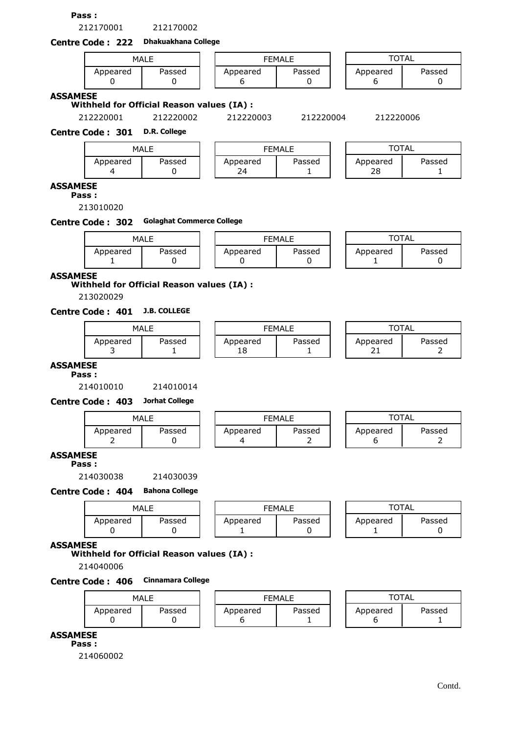**Pass :**

212170001 212170002

**Centre Code : 222** **Dhakuakhana College**

| MALE | | FEMALE | | TOTAL | |
|---|---|---|---|---|---|
| Appeared | Passed | Appeared | Passed | Appeared | Passed |
| 0 | 0 | 6 | 0 | 6 | 0 |

**ASSAMESE**

**Withheld for Official Reason values (IA) :**

212220001 212220002 212220003 212220004 212220006

**Centre Code : 301** **D.R. College**

| MALE | | FEMALE | | TOTAL | |
|---|---|---|---|---|---|
| Appeared | Passed | Appeared | Passed | Appeared | Passed |
| 4 | 0 | 24 | 1 | 28 | 1 |

**ASSAMESE**

**Pass :**

213010020

**Centre Code : 302** **Golaghat Commerce College**

| MALE | | FEMALE | | TOTAL | |
|---|---|---|---|---|---|
| Appeared | Passed | Appeared | Passed | Appeared | Passed |
| 1 | 0 | 0 | 0 | 1 | 0 |

**ASSAMESE**

**Withheld for Official Reason values (IA) :**

213020029

**Centre Code : 401** **J.B. COLLEGE**

| MALE | | FEMALE | | TOTAL | |
|---|---|---|---|---|---|
| Appeared | Passed | Appeared | Passed | Appeared | Passed |
| 3 | 1 | 18 | 1 | 21 | 2 |

**ASSAMESE**

**Pass :**

214010010 214010014

**Centre Code : 403** **Jorhat College**

| MALE | | FEMALE | | TOTAL | |
|---|---|---|---|---|---|
| Appeared | Passed | Appeared | Passed | Appeared | Passed |
| 2 | 0 | 4 | 2 | 6 | 2 |

**ASSAMESE**

**Pass :**

214030038 214030039

**Centre Code : 404** **Bahona College**

| MALE | | FEMALE | | TOTAL | |
|---|---|---|---|---|---|
| Appeared | Passed | Appeared | Passed | Appeared | Passed |
| 0 | 0 | 1 | 0 | 1 | 0 |

**ASSAMESE**

**Withheld for Official Reason values (IA) :**

214040006

**Centre Code : 406** **Cinnamara College**

| MALE | | FEMALE | | TOTAL | |
|---|---|---|---|---|---|
| Appeared | Passed | Appeared | Passed | Appeared | Passed |
| 0 | 0 | 6 | 1 | 6 | 1 |

**ASSAMESE**

**Pass :**

214060002

Contd.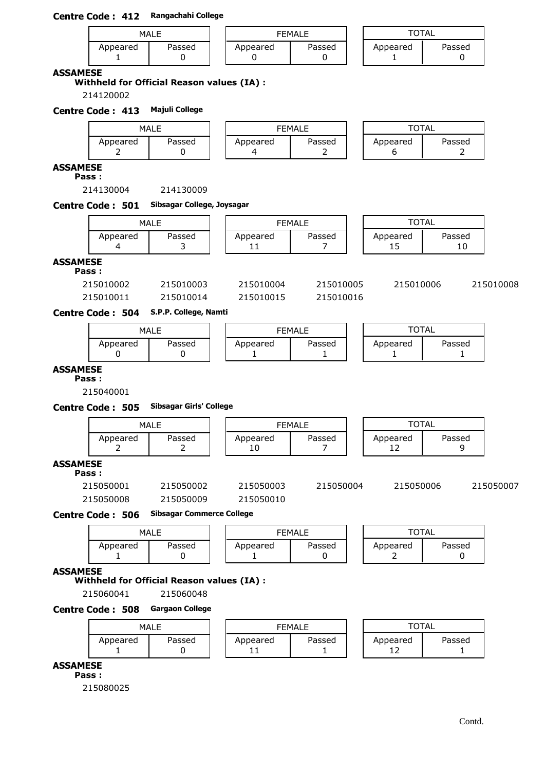**Centre Code : 412** **Rangachahi College**

| MALE | | FEMALE | | TOTAL | |
|---|---|---|---|---|---|
| Appeared | Passed | Appeared | Passed | Appeared | Passed |
| 1 | 0 | 0 | 0 | 1 | 0 |

**ASSAMESE**

**Withheld for Official Reason values (IA) :**

214120002

**Centre Code : 413** **Majuli College**

| MALE | | FEMALE | | TOTAL | |
|---|---|---|---|---|---|
| Appeared | Passed | Appeared | Passed | Appeared | Passed |
| 2 | 0 | 4 | 2 | 6 | 2 |

**ASSAMESE**

**Pass :**

214130004 214130009

**Centre Code : 501** **Sibsagar College, Joysagar**

| MALE | | FEMALE | | TOTAL | |
|---|---|---|---|---|---|
| Appeared | Passed | Appeared | Passed | Appeared | Passed |
| 4 | 3 | 11 | 7 | 15 | 10 |

**ASSAMESE**

**Pass :**

215010002 215010003 215010004 215010005 215010006 215010008
215010011 215010014 215010015 215010016

**Centre Code : 504** **S.P.P. College, Namti**

| MALE | | FEMALE | | TOTAL | |
|---|---|---|---|---|---|
| Appeared | Passed | Appeared | Passed | Appeared | Passed |
| 0 | 0 | 1 | 1 | 1 | 1 |

**ASSAMESE**

**Pass :**

215040001

**Centre Code : 505** **Sibsagar Girls' College**

| MALE | | FEMALE | | TOTAL | |
|---|---|---|---|---|---|
| Appeared | Passed | Appeared | Passed | Appeared | Passed |
| 2 | 2 | 10 | 7 | 12 | 9 |

**ASSAMESE**

**Pass :**

215050001 215050002 215050003 215050004 215050006 215050007
215050008 215050009 215050010

**Centre Code : 506** **Sibsagar Commerce College**

| MALE | | FEMALE | | TOTAL | |
|---|---|---|---|---|---|
| Appeared | Passed | Appeared | Passed | Appeared | Passed |
| 1 | 0 | 1 | 0 | 2 | 0 |

**ASSAMESE**

**Withheld for Official Reason values (IA) :**

215060041 215060048

**Centre Code : 508** **Gargaon College**

| MALE | | FEMALE | | TOTAL | |
|---|---|---|---|---|---|
| Appeared | Passed | Appeared | Passed | Appeared | Passed |
| 1 | 0 | 11 | 1 | 12 | 1 |

**ASSAMESE**

**Pass :**

215080025

Contd.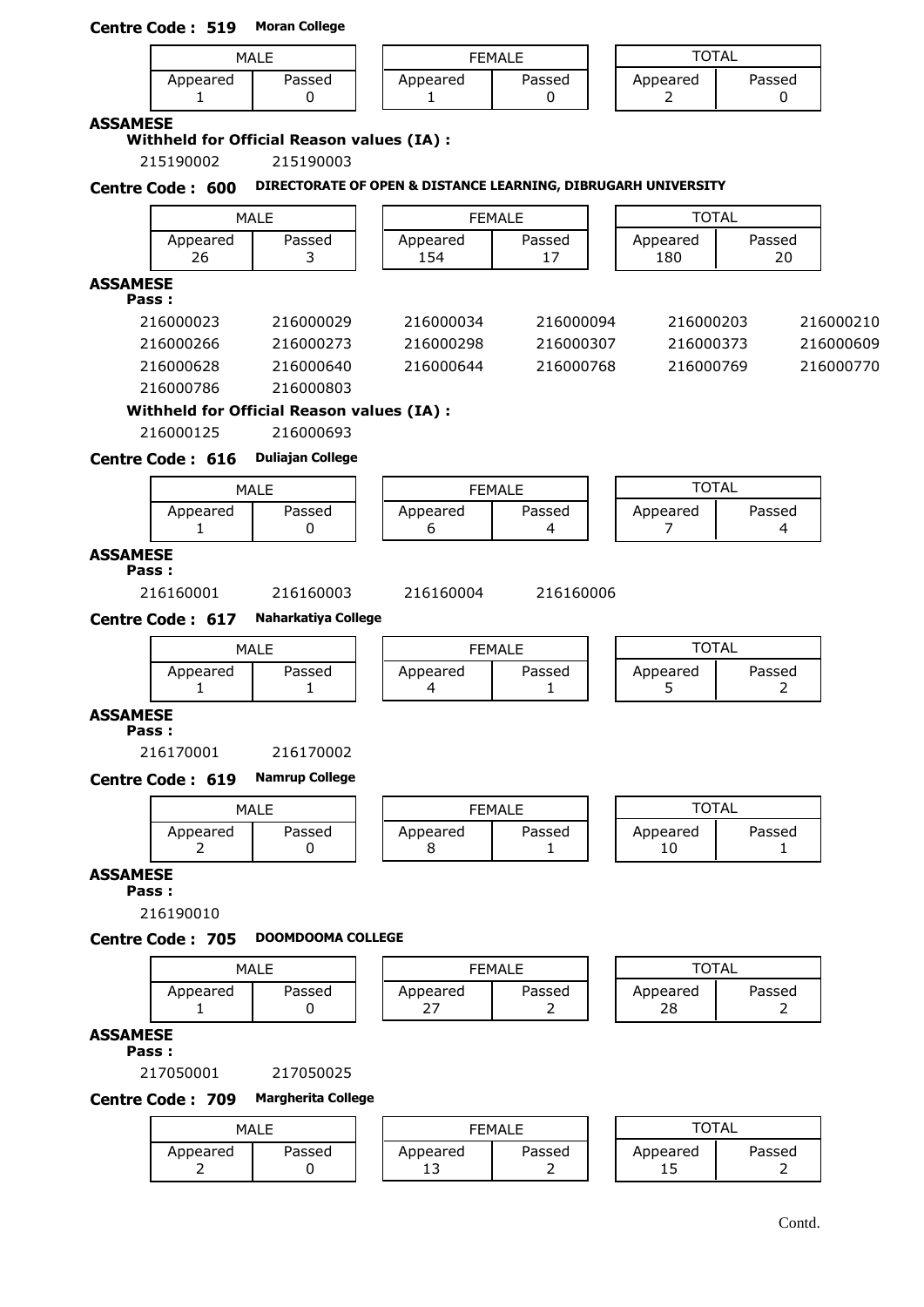**Centre Code : 519** **Moran College**

| MALE | | FEMALE | | TOTAL | |
|---|---|---|---|---|---|
| Appeared | Passed | Appeared | Passed | Appeared | Passed |
| 1 | 0 | 1 | 0 | 2 | 0 |

**ASSAMESE**

**Withheld for Official Reason values (IA) :**

215190002 215190003

**Centre Code : 600** **DIRECTORATE OF OPEN & DISTANCE LEARNING, DIBRUGARH UNIVERSITY**

| MALE | | FEMALE | | TOTAL | |
|---|---|---|---|---|---|
| Appeared | Passed | Appeared | Passed | Appeared | Passed |
| 26 | 3 | 154 | 17 | 180 | 20 |

**ASSAMESE**

**Pass :**

216000023 216000029 216000034 216000094 216000203 216000210
216000266 216000273 216000298 216000307 216000373 216000609
216000628 216000640 216000644 216000768 216000769 216000770
216000786 216000803

**Withheld for Official Reason values (IA) :**

216000125 216000693

**Centre Code : 616** **Duliajan College**

| MALE | | FEMALE | | TOTAL | |
|---|---|---|---|---|---|
| Appeared | Passed | Appeared | Passed | Appeared | Passed |
| 1 | 0 | 6 | 4 | 7 | 4 |

**ASSAMESE**

**Pass :**

216160001 216160003 216160004 216160006

**Centre Code : 617** **Naharkatiya College**

| MALE | | FEMALE | | TOTAL | |
|---|---|---|---|---|---|
| Appeared | Passed | Appeared | Passed | Appeared | Passed |
| 1 | 1 | 4 | 1 | 5 | 2 |

**ASSAMESE**

**Pass :**

216170001 216170002

**Centre Code : 619** **Namrup College**

| MALE | | FEMALE | | TOTAL | |
|---|---|---|---|---|---|
| Appeared | Passed | Appeared | Passed | Appeared | Passed |
| 2 | 0 | 8 | 1 | 10 | 1 |

**ASSAMESE**

**Pass :**

216190010

**Centre Code : 705** **DOOMDOOMA COLLEGE**

| MALE | | FEMALE | | TOTAL | |
|---|---|---|---|---|---|
| Appeared | Passed | Appeared | Passed | Appeared | Passed |
| 1 | 0 | 27 | 2 | 28 | 2 |

**ASSAMESE**

**Pass :**

217050001 217050025

**Centre Code : 709** **Margherita College**

| MALE | | FEMALE | | TOTAL | |
|---|---|---|---|---|---|
| Appeared | Passed | Appeared | Passed | Appeared | Passed |
| 2 | 0 | 13 | 2 | 15 | 2 |

Contd.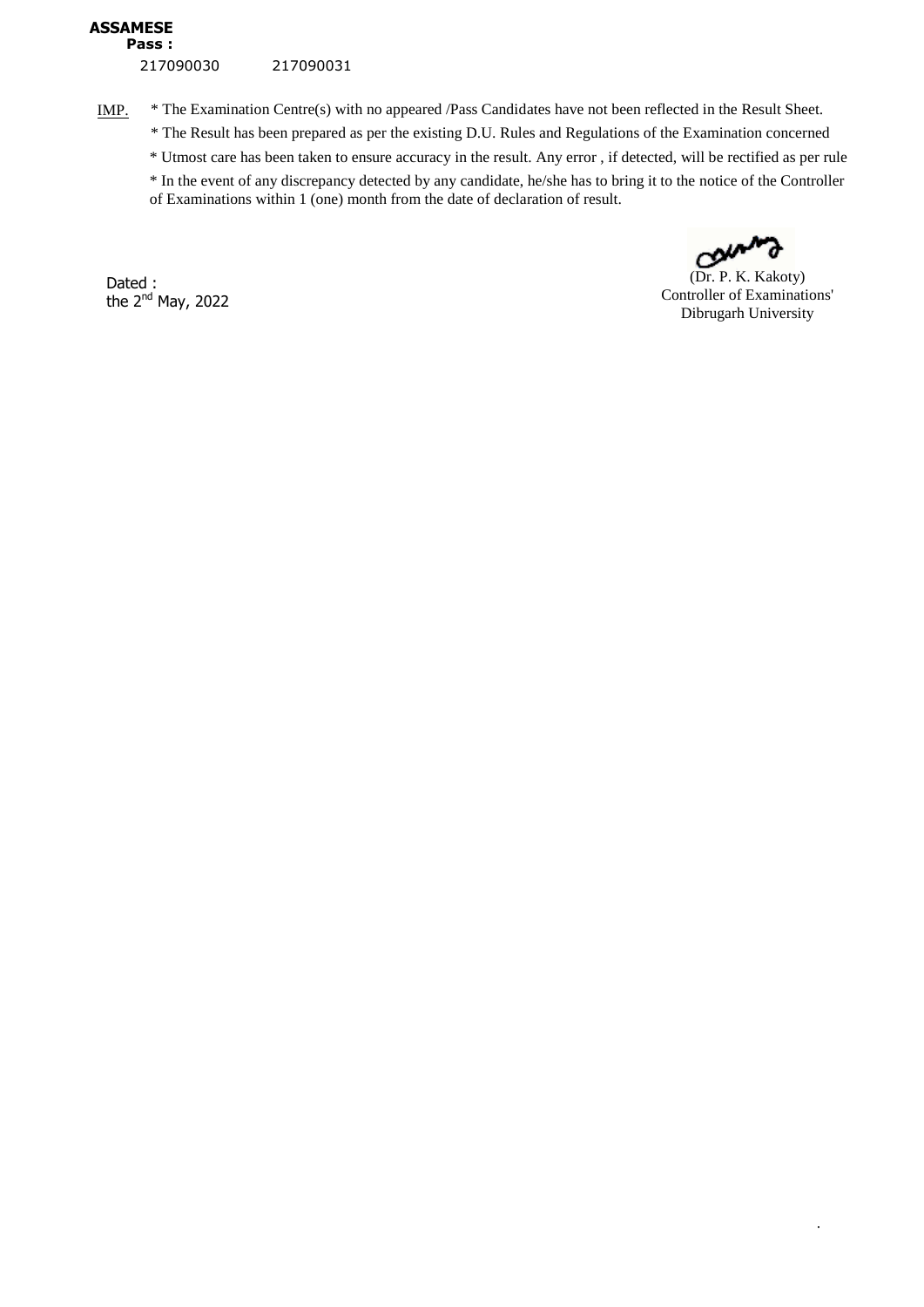**ASSAMESE**

**Pass :**

217090030 217090031

IMP. * The Examination Centre(s) with no appeared /Pass Candidates have not been reflected in the Result Sheet.

* The Result has been prepared as per the existing D.U. Rules and Regulations of the Examination concerned

* Utmost care has been taken to ensure accuracy in the result. Any error , if detected, will be rectified as per rule

* In the event of any discrepancy detected by any candidate, he/she has to bring it to the notice of the Controller of Examinations within 1 (one) month from the date of declaration of result.

Dated :
the 2nd May, 2022

(Dr. P. K. Kakoty)
Controller of Examinations'
Dibrugarh University